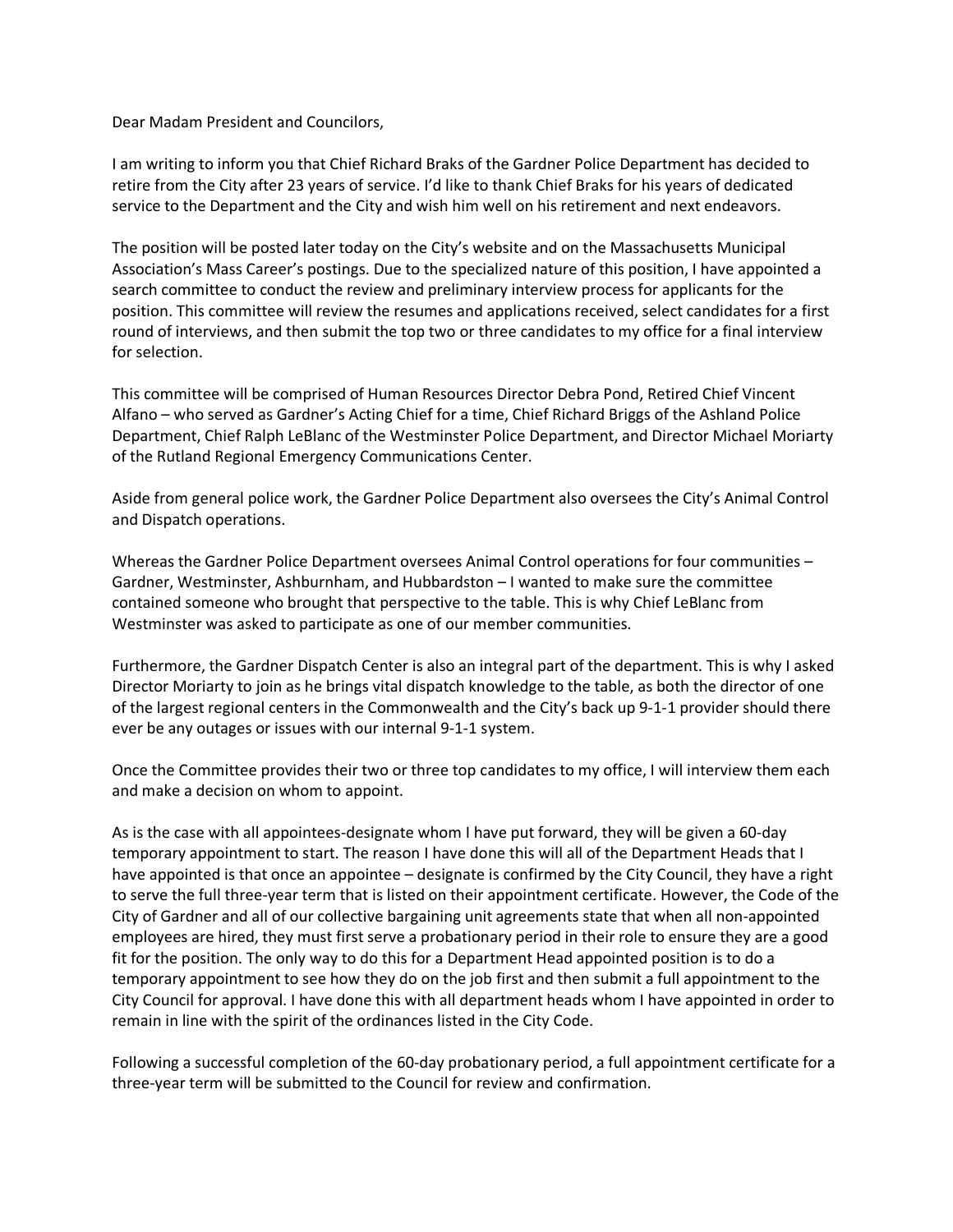Dear Madam President and Councilors,

I am writing to inform you that Chief Richard Braks of the Gardner Police Department has decided to retire from the City after 23 years of service. I'd like to thank Chief Braks for his years of dedicated service to the Department and the City and wish him well on his retirement and next endeavors.

The position will be posted later today on the City's website and on the Massachusetts Municipal Association's Mass Career's postings. Due to the specialized nature of this position, I have appointed a search committee to conduct the review and preliminary interview process for applicants for the position. This committee will review the resumes and applications received, select candidates for a first round of interviews, and then submit the top two or three candidates to my office for a final interview for selection.

This committee will be comprised of Human Resources Director Debra Pond, Retired Chief Vincent Alfano – who served as Gardner's Acting Chief for a time, Chief Richard Briggs of the Ashland Police Department, Chief Ralph LeBlanc of the Westminster Police Department, and Director Michael Moriarty of the Rutland Regional Emergency Communications Center.

Aside from general police work, the Gardner Police Department also oversees the City's Animal Control and Dispatch operations.

Whereas the Gardner Police Department oversees Animal Control operations for four communities – Gardner, Westminster, Ashburnham, and Hubbardston – I wanted to make sure the committee contained someone who brought that perspective to the table. This is why Chief LeBlanc from Westminster was asked to participate as one of our member communities.

Furthermore, the Gardner Dispatch Center is also an integral part of the department. This is why I asked Director Moriarty to join as he brings vital dispatch knowledge to the table, as both the director of one of the largest regional centers in the Commonwealth and the City's back up 9-1-1 provider should there ever be any outages or issues with our internal 9-1-1 system.

Once the Committee provides their two or three top candidates to my office, I will interview them each and make a decision on whom to appoint.

As is the case with all appointees-designate whom I have put forward, they will be given a 60-day temporary appointment to start. The reason I have done this will all of the Department Heads that I have appointed is that once an appointee – designate is confirmed by the City Council, they have a right to serve the full three-year term that is listed on their appointment certificate. However, the Code of the City of Gardner and all of our collective bargaining unit agreements state that when all non-appointed employees are hired, they must first serve a probationary period in their role to ensure they are a good fit for the position. The only way to do this for a Department Head appointed position is to do a temporary appointment to see how they do on the job first and then submit a full appointment to the City Council for approval. I have done this with all department heads whom I have appointed in order to remain in line with the spirit of the ordinances listed in the City Code.

Following a successful completion of the 60-day probationary period, a full appointment certificate for a three-year term will be submitted to the Council for review and confirmation.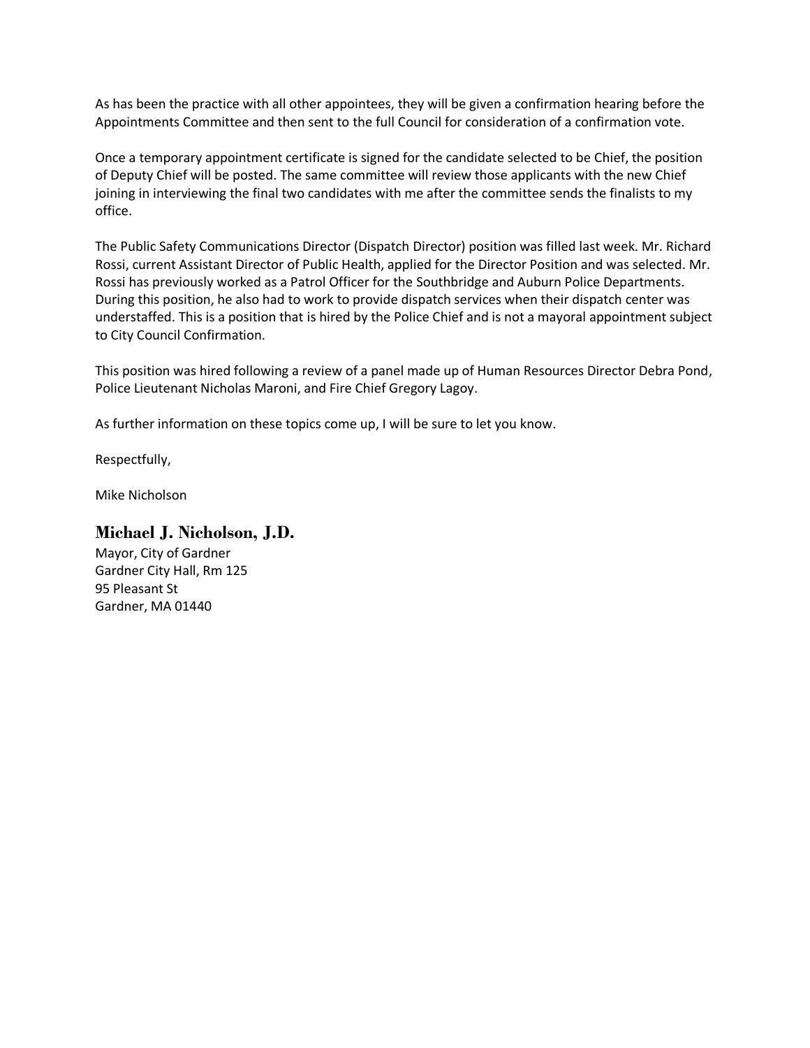As has been the practice with all other appointees, they will be given a confirmation hearing before the Appointments Committee and then sent to the full Council for consideration of a confirmation vote.

Once a temporary appointment certificate is signed for the candidate selected to be Chief, the position of Deputy Chief will be posted. The same committee will review those applicants with the new Chief joining in interviewing the final two candidates with me after the committee sends the finalists to my office.

The Public Safety Communications Director (Dispatch Director) position was filled last week. Mr. Richard Rossi, current Assistant Director of Public Health, applied for the Director Position and was selected. Mr. Rossi has previously worked as a Patrol Officer for the Southbridge and Auburn Police Departments. During this position, he also had to work to provide dispatch services when their dispatch center was understaffed. This is a position that is hired by the Police Chief and is not a mayoral appointment subject to City Council Confirmation.

This position was hired following a review of a panel made up of Human Resources Director Debra Pond, Police Lieutenant Nicholas Maroni, and Fire Chief Gregory Lagoy.

As further information on these topics come up, I will be sure to let you know.

Respectfully,

Mike Nicholson

**Michael J. Nicholson, J.D.**
Mayor, City of Gardner
Gardner City Hall, Rm 125
95 Pleasant St
Gardner, MA 01440